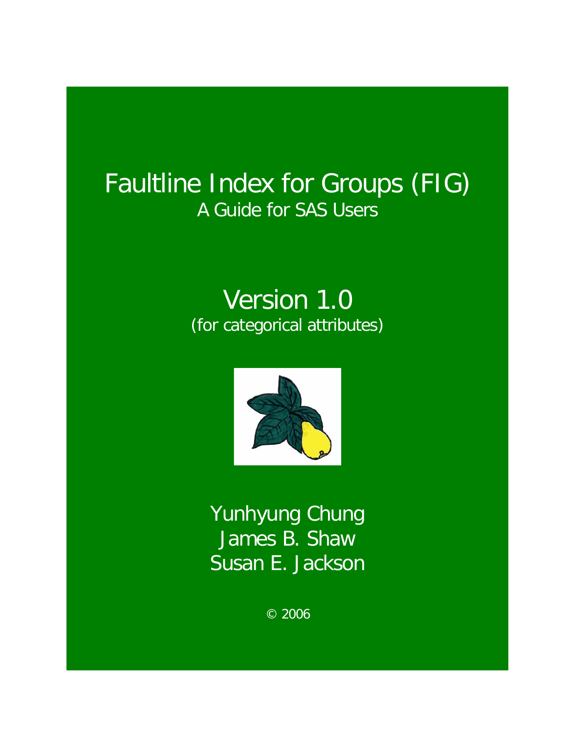# Faultline Index for Groups (FIG)

## A Guide for SAS Users

## Version 1.0

(for categorical attributes)

Yunhyung Chung
James B. Shaw
Susan E. Jackson

© 2006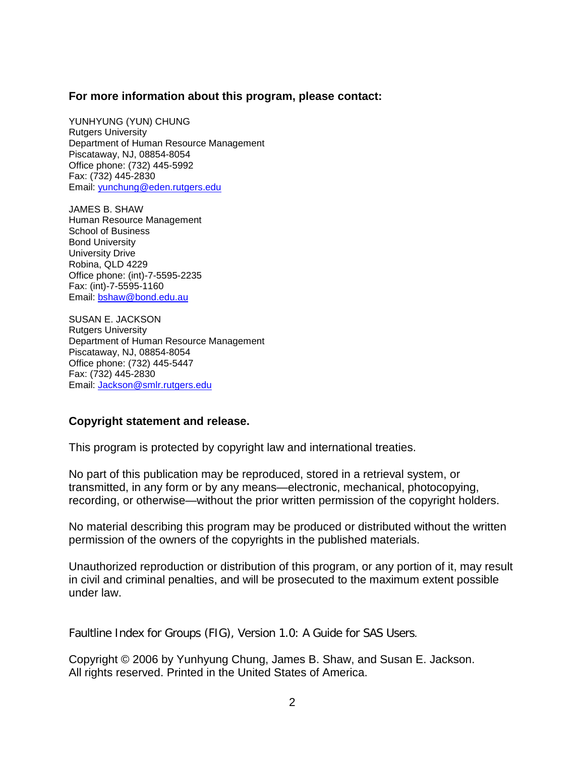**For more information about this program, please contact:**

YUNHYUNG (YUN) CHUNG
Rutgers University
Department of Human Resource Management
Piscataway, NJ, 08854-8054
Office phone: (732) 445-5992
Fax: (732) 445-2830
Email: yunchung@eden.rutgers.edu

JAMES B. SHAW
Human Resource Management
School of Business
Bond University
University Drive
Robina, QLD 4229
Office phone: (int)-7-5595-2235
Fax: (int)-7-5595-1160
Email: bshaw@bond.edu.au

SUSAN E. JACKSON
Rutgers University
Department of Human Resource Management
Piscataway, NJ, 08854-8054
Office phone: (732) 445-5447
Fax: (732) 445-2830
Email: Jackson@smlr.rutgers.edu

**Copyright statement and release.**

This program is protected by copyright law and international treaties.

No part of this publication may be reproduced, stored in a retrieval system, or transmitted, in any form or by any means—electronic, mechanical, photocopying, recording, or otherwise—without the prior written permission of the copyright holders.

No material describing this program may be produced or distributed without the written permission of the owners of the copyrights in the published materials.

Unauthorized reproduction or distribution of this program, or any portion of it, may result in civil and criminal penalties, and will be prosecuted to the maximum extent possible under law.

Faultline Index for Groups (FIG), Version 1.0: A Guide for SAS Users.

Copyright © 2006 by Yunhyung Chung, James B. Shaw, and Susan E. Jackson.
All rights reserved. Printed in the United States of America.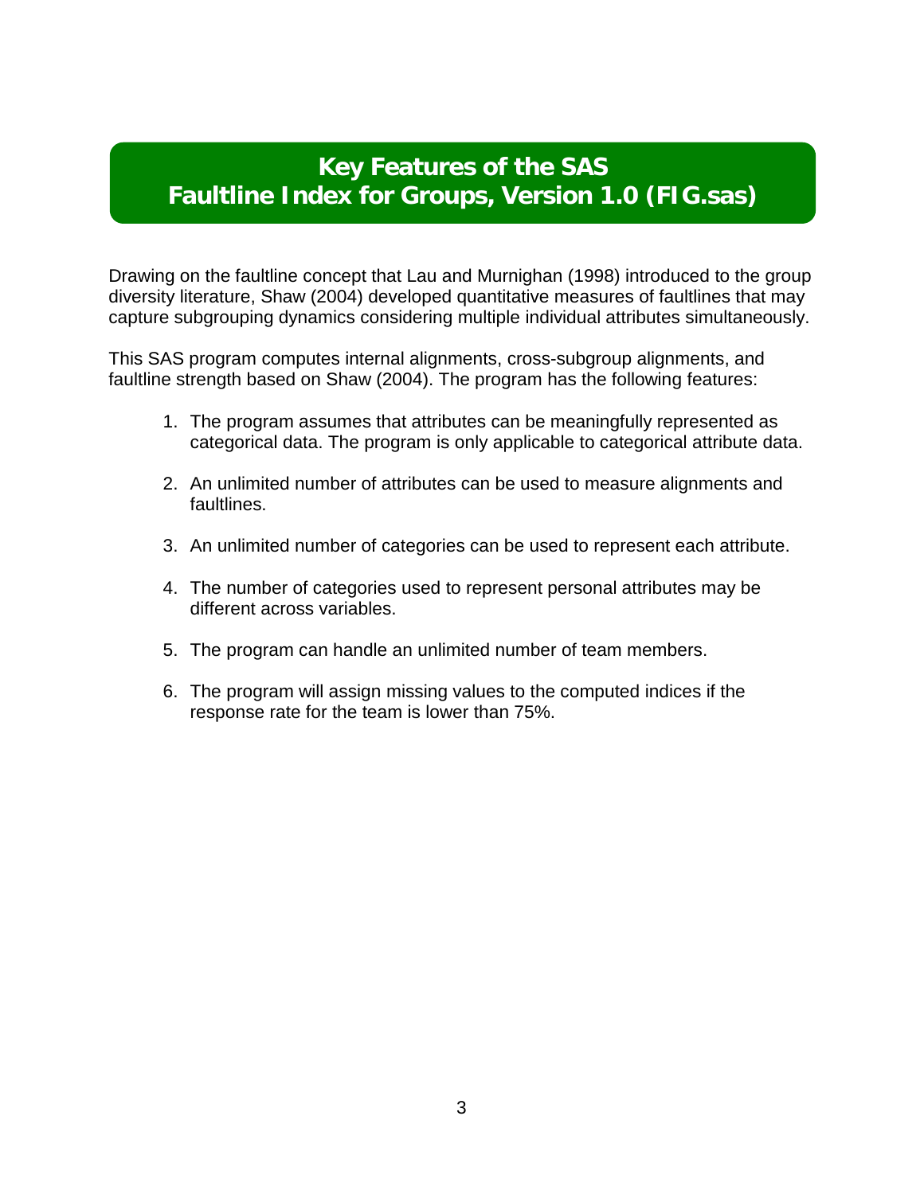# Key Features of the SAS Faultline Index for Groups, Version 1.0 (FIG.sas)

Drawing on the faultline concept that Lau and Murnighan (1998) introduced to the group diversity literature, Shaw (2004) developed quantitative measures of faultlines that may capture subgrouping dynamics considering multiple individual attributes simultaneously.

This SAS program computes internal alignments, cross-subgroup alignments, and faultline strength based on Shaw (2004). The program has the following features:

1. The program assumes that attributes can be meaningfully represented as categorical data. The program is only applicable to categorical attribute data.

2. An unlimited number of attributes can be used to measure alignments and faultlines.

3. An unlimited number of categories can be used to represent each attribute.

4. The number of categories used to represent personal attributes may be different across variables.

5. The program can handle an unlimited number of team members.

6. The program will assign missing values to the computed indices if the response rate for the team is lower than 75%.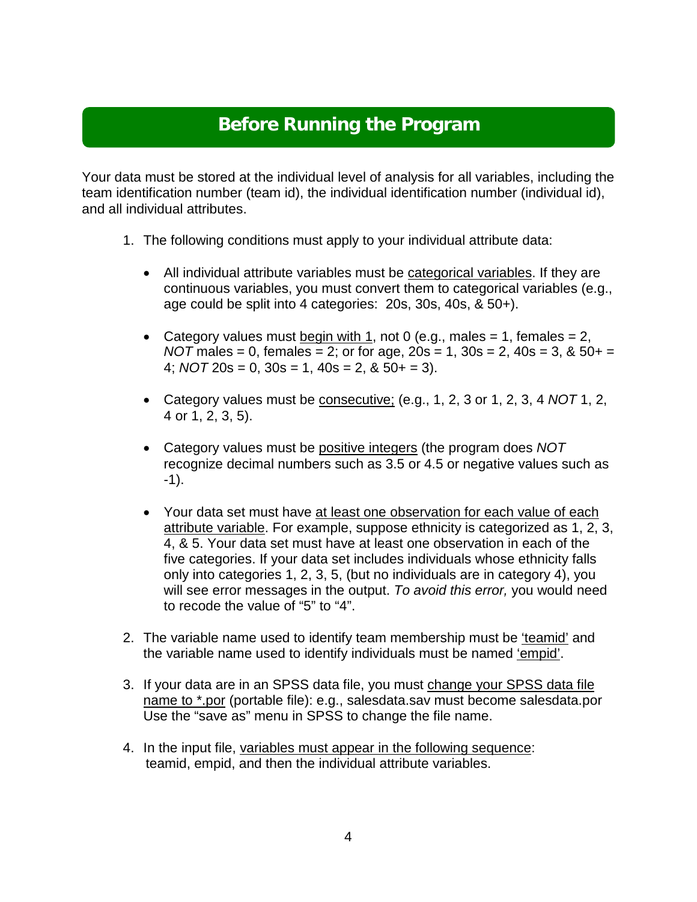## Before Running the Program

Your data must be stored at the individual level of analysis for all variables, including the team identification number (team id), the individual identification number (individual id), and all individual attributes.

1. The following conditions must apply to your individual attribute data:

   - All individual attribute variables must be categorical variables. If they are continuous variables, you must convert them to categorical variables (e.g., age could be split into 4 categories: 20s, 30s, 40s, & 50+).

   - Category values must begin with 1, not 0 (e.g., males = 1, females = 2, *NOT* males = 0, females = 2; or for age, 20s = 1, 30s = 2, 40s = 3, & 50+ = 4; *NOT* 20s = 0, 30s = 1, 40s = 2, & 50+ = 3).

   - Category values must be consecutive; (e.g., 1, 2, 3 or 1, 2, 3, 4 *NOT* 1, 2, 4 or 1, 2, 3, 5).

   - Category values must be positive integers (the program does *NOT* recognize decimal numbers such as 3.5 or 4.5 or negative values such as -1).

   - Your data set must have at least one observation for each value of each attribute variable. For example, suppose ethnicity is categorized as 1, 2, 3, 4, & 5. Your data set must have at least one observation in each of the five categories. If your data set includes individuals whose ethnicity falls only into categories 1, 2, 3, 5, (but no individuals are in category 4), you will see error messages in the output. *To avoid this error,* you would need to recode the value of "5" to "4".

2. The variable name used to identify team membership must be 'teamid' and the variable name used to identify individuals must be named 'empid'.

3. If your data are in an SPSS data file, you must change your SPSS data file name to *.por (portable file): e.g., salesdata.sav must become salesdata.por Use the "save as" menu in SPSS to change the file name.

4. In the input file, variables must appear in the following sequence: teamid, empid, and then the individual attribute variables.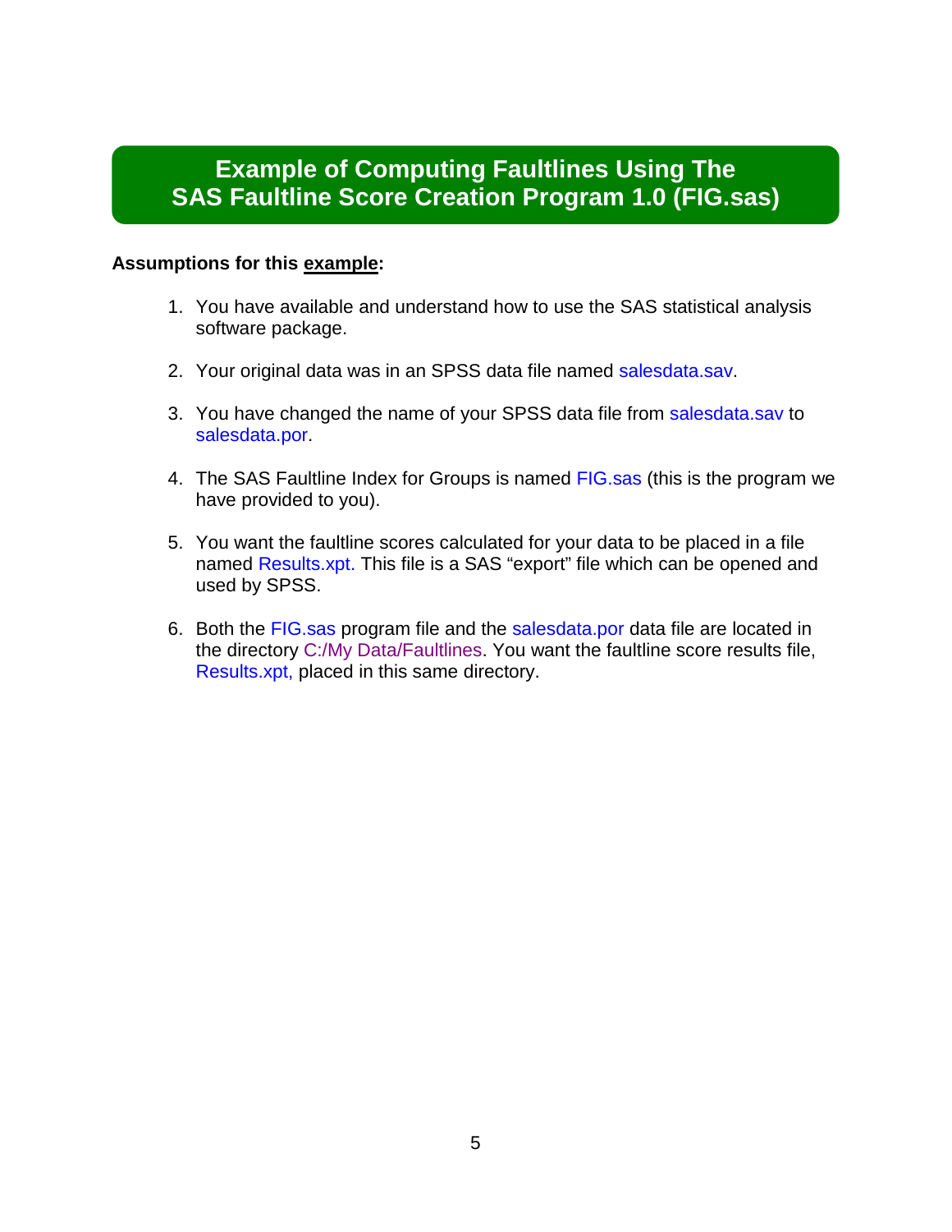# Example of Computing Faultlines Using The SAS Faultline Score Creation Program 1.0 (FIG.sas)

**Assumptions for this <u>example</u>:**

1. You have available and understand how to use the SAS statistical analysis software package.

2. Your original data was in an SPSS data file named salesdata.sav.

3. You have changed the name of your SPSS data file from salesdata.sav to salesdata.por.

4. The SAS Faultline Index for Groups is named FIG.sas (this is the program we have provided to you).

5. You want the faultline scores calculated for your data to be placed in a file named Results.xpt. This file is a SAS "export" file which can be opened and used by SPSS.

6. Both the FIG.sas program file and the salesdata.por data file are located in the directory C:/My Data/Faultlines. You want the faultline score results file, Results.xpt, placed in this same directory.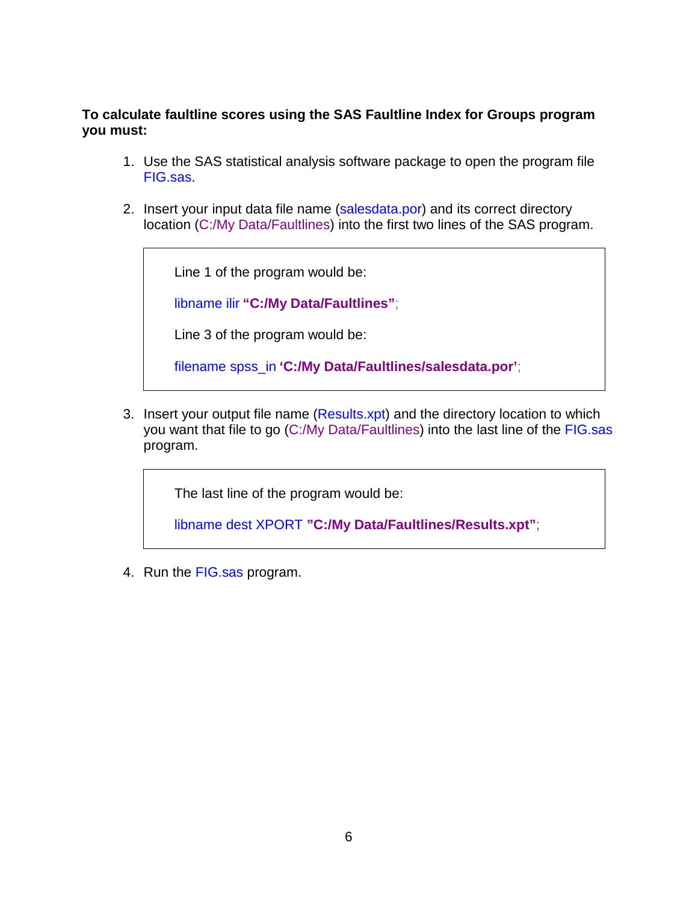**To calculate faultline scores using the SAS Faultline Index for Groups program you must:**

1. Use the SAS statistical analysis software package to open the program file FIG.sas.

2. Insert your input data file name (salesdata.por) and its correct directory location (C:/My Data/Faultlines) into the first two lines of the SAS program.

   Line 1 of the program would be:

   ```
   libname ilir "C:/My Data/Faultlines";
   ```

   Line 3 of the program would be:

   ```
   filename spss_in 'C:/My Data/Faultlines/salesdata.por';
   ```

3. Insert your output file name (Results.xpt) and the directory location to which you want that file to go (C:/My Data/Faultlines) into the last line of the FIG.sas program.

   The last line of the program would be:

   ```
   libname dest XPORT "C:/My Data/Faultlines/Results.xpt";
   ```

4. Run the FIG.sas program.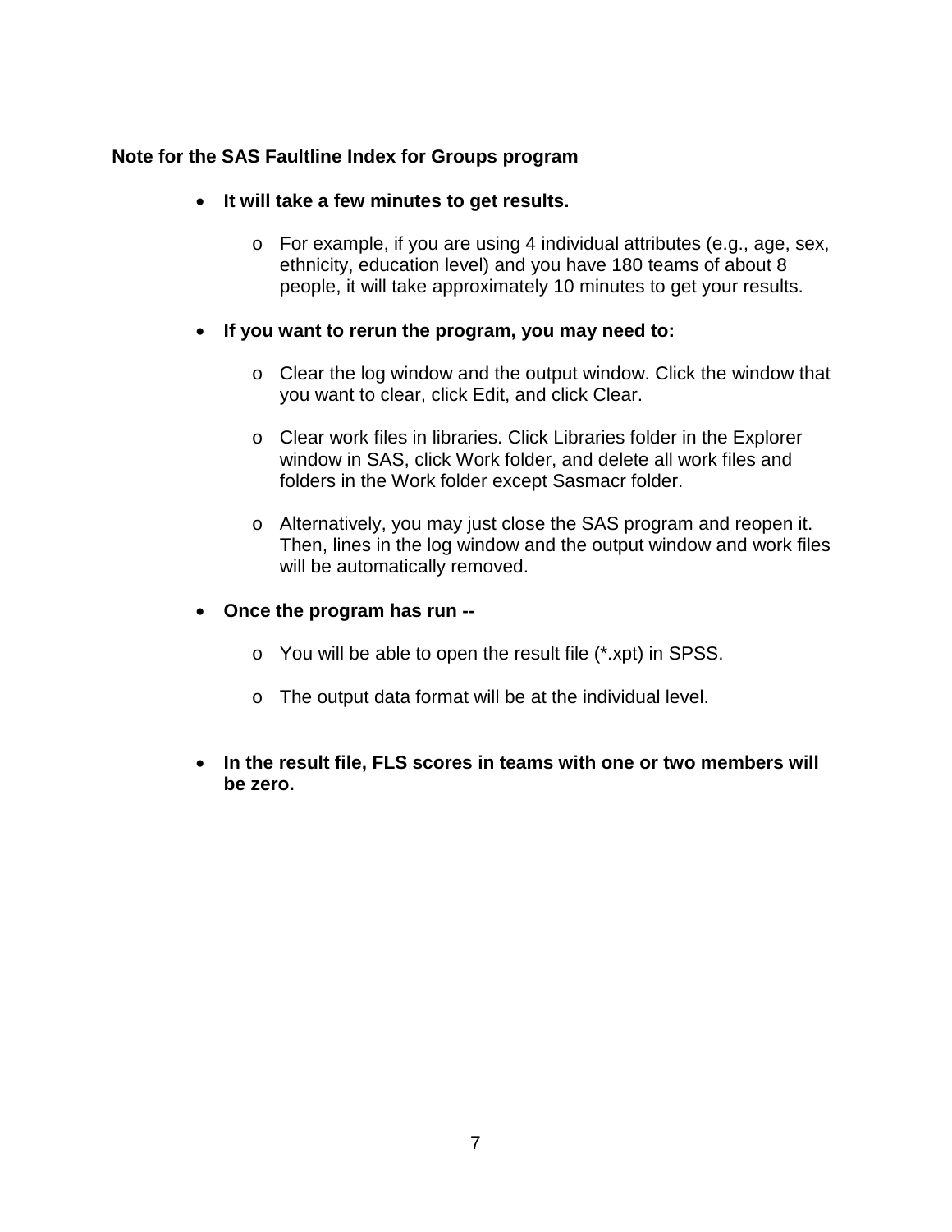**Note for the SAS Faultline Index for Groups program**

- **It will take a few minutes to get results.**
  - For example, if you are using 4 individual attributes (e.g., age, sex, ethnicity, education level) and you have 180 teams of about 8 people, it will take approximately 10 minutes to get your results.
- **If you want to rerun the program, you may need to:**
  - Clear the log window and the output window. Click the window that you want to clear, click Edit, and click Clear.
  - Clear work files in libraries. Click Libraries folder in the Explorer window in SAS, click Work folder, and delete all work files and folders in the Work folder except Sasmacr folder.
  - Alternatively, you may just close the SAS program and reopen it. Then, lines in the log window and the output window and work files will be automatically removed.
- **Once the program has run --**
  - You will be able to open the result file (*.xpt) in SPSS.
  - The output data format will be at the individual level.
- **In the result file, FLS scores in teams with one or two members will be zero.**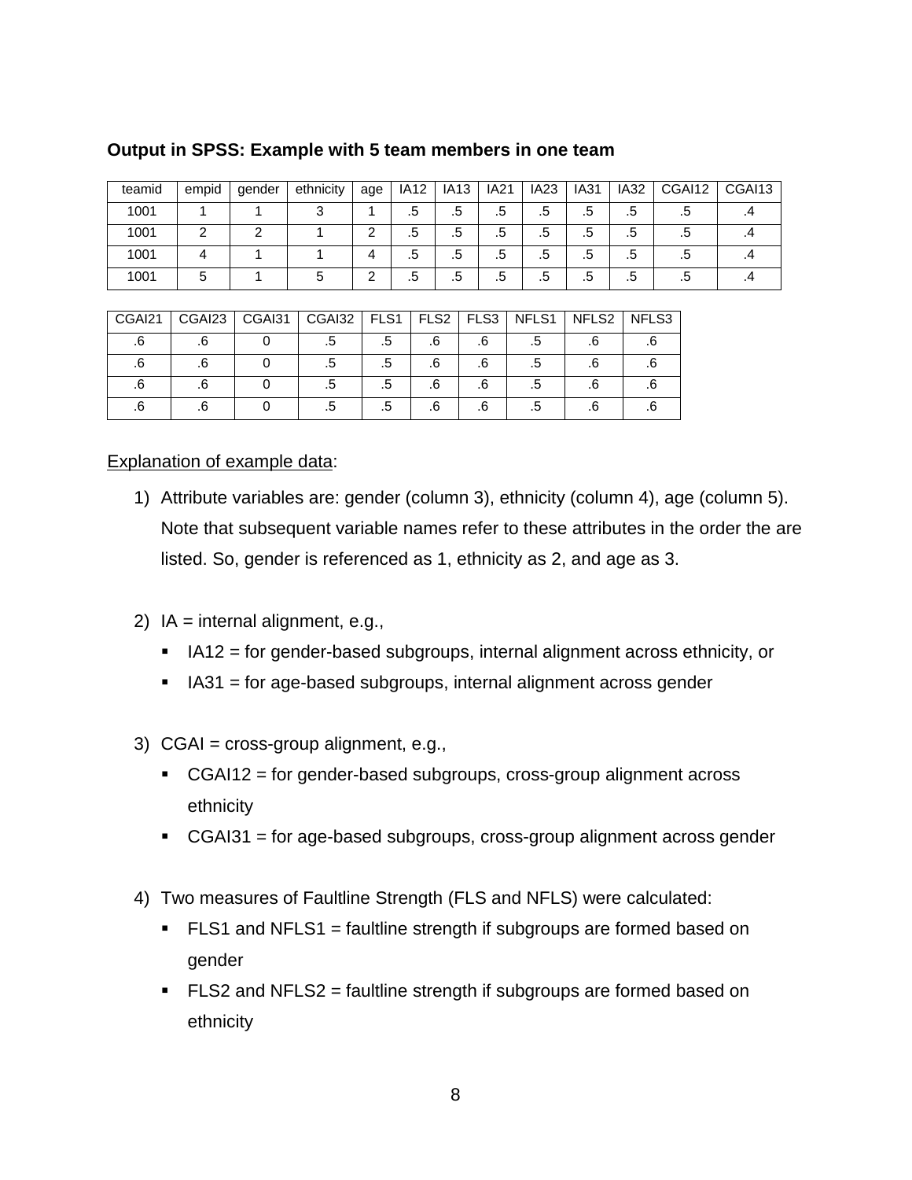**Output in SPSS: Example with 5 team members in one team**

| teamid | empid | gender | ethnicity | age | IA12 | IA13 | IA21 | IA23 | IA31 | IA32 | CGAI12 | CGAI13 |
|---|---|---|---|---|---|---|---|---|---|---|---|---|
| 1001 | 1 | 1 | 3 | 1 | .5 | .5 | .5 | .5 | .5 | .5 | .5 | .4 |
| 1001 | 2 | 2 | 1 | 2 | .5 | .5 | .5 | .5 | .5 | .5 | .5 | .4 |
| 1001 | 4 | 1 | 1 | 4 | .5 | .5 | .5 | .5 | .5 | .5 | .5 | .4 |
| 1001 | 5 | 1 | 5 | 2 | .5 | .5 | .5 | .5 | .5 | .5 | .5 | .4 |

| CGAI21 | CGAI23 | CGAI31 | CGAI32 | FLS1 | FLS2 | FLS3 | NFLS1 | NFLS2 | NFLS3 |
|---|---|---|---|---|---|---|---|---|---|
| .6 | .6 | 0 | .5 | .5 | .6 | .6 | .5 | .6 | .6 |
| .6 | .6 | 0 | .5 | .5 | .6 | .6 | .5 | .6 | .6 |
| .6 | .6 | 0 | .5 | .5 | .6 | .6 | .5 | .6 | .6 |
| .6 | .6 | 0 | .5 | .5 | .6 | .6 | .5 | .6 | .6 |

Explanation of example data:

1) Attribute variables are: gender (column 3), ethnicity (column 4), age (column 5). Note that subsequent variable names refer to these attributes in the order the are listed. So, gender is referenced as 1, ethnicity as 2, and age as 3.

2) IA = internal alignment, e.g.,
   - IA12 = for gender-based subgroups, internal alignment across ethnicity, or
   - IA31 = for age-based subgroups, internal alignment across gender

3) CGAI = cross-group alignment, e.g.,
   - CGAI12 = for gender-based subgroups, cross-group alignment across ethnicity
   - CGAI31 = for age-based subgroups, cross-group alignment across gender

4) Two measures of Faultline Strength (FLS and NFLS) were calculated:
   - FLS1 and NFLS1 = faultline strength if subgroups are formed based on gender
   - FLS2 and NFLS2 = faultline strength if subgroups are formed based on ethnicity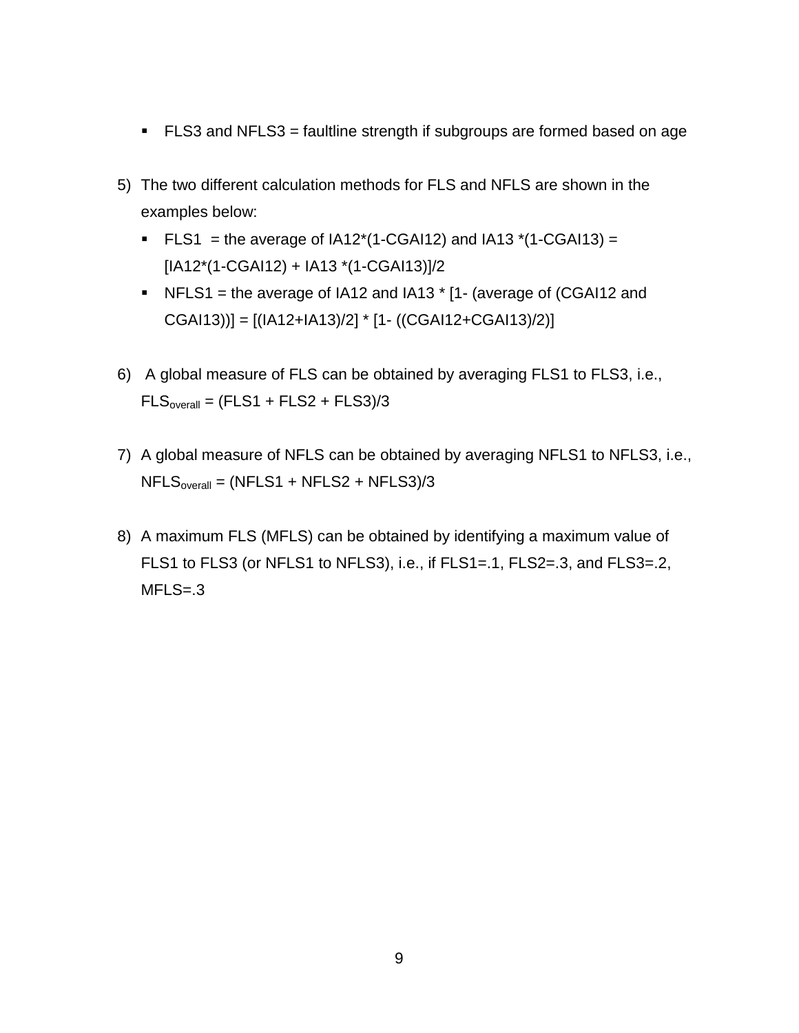- FLS3 and NFLS3 = faultline strength if subgroups are formed based on age

5) The two different calculation methods for FLS and NFLS are shown in the examples below:
    - FLS1 = the average of IA12*(1-CGAI12) and IA13 *(1-CGAI13) = [IA12*(1-CGAI12) + IA13 *(1-CGAI13)]/2
    - NFLS1 = the average of IA12 and IA13 * [1- (average of (CGAI12 and CGAI13))] = [(IA12+IA13)/2] * [1- ((CGAI12+CGAI13)/2)]

6) A global measure of FLS can be obtained by averaging FLS1 to FLS3, i.e., $FLS_{overall}$ = (FLS1 + FLS2 + FLS3)/3

7) A global measure of NFLS can be obtained by averaging NFLS1 to NFLS3, i.e., $NFLS_{overall}$ = (NFLS1 + NFLS2 + NFLS3)/3

8) A maximum FLS (MFLS) can be obtained by identifying a maximum value of FLS1 to FLS3 (or NFLS1 to NFLS3), i.e., if FLS1=.1, FLS2=.3, and FLS3=.2, MFLS=.3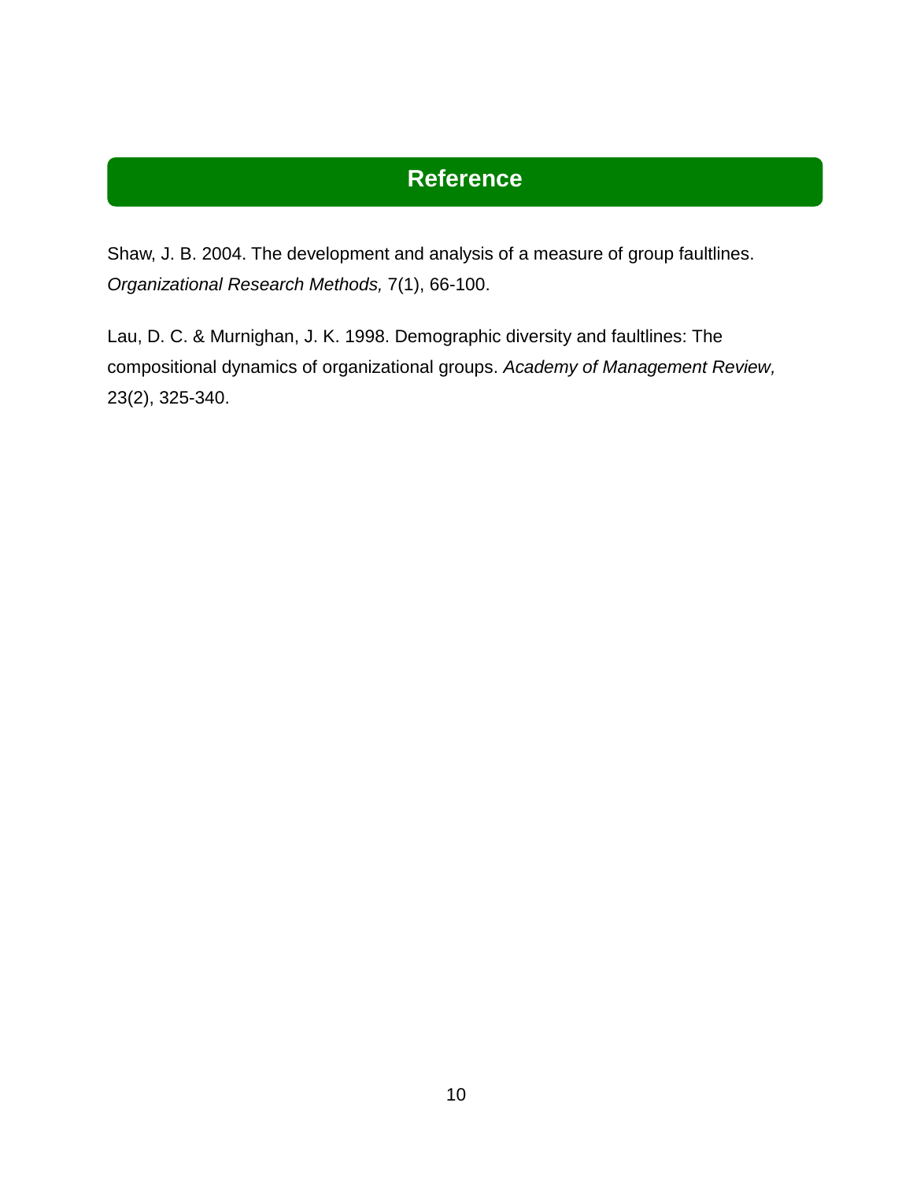## Reference

Shaw, J. B. 2004. The development and analysis of a measure of group faultlines. *Organizational Research Methods,* 7(1), 66-100.

Lau, D. C. & Murnighan, J. K. 1998. Demographic diversity and faultlines: The compositional dynamics of organizational groups. *Academy of Management Review,* 23(2), 325-340.